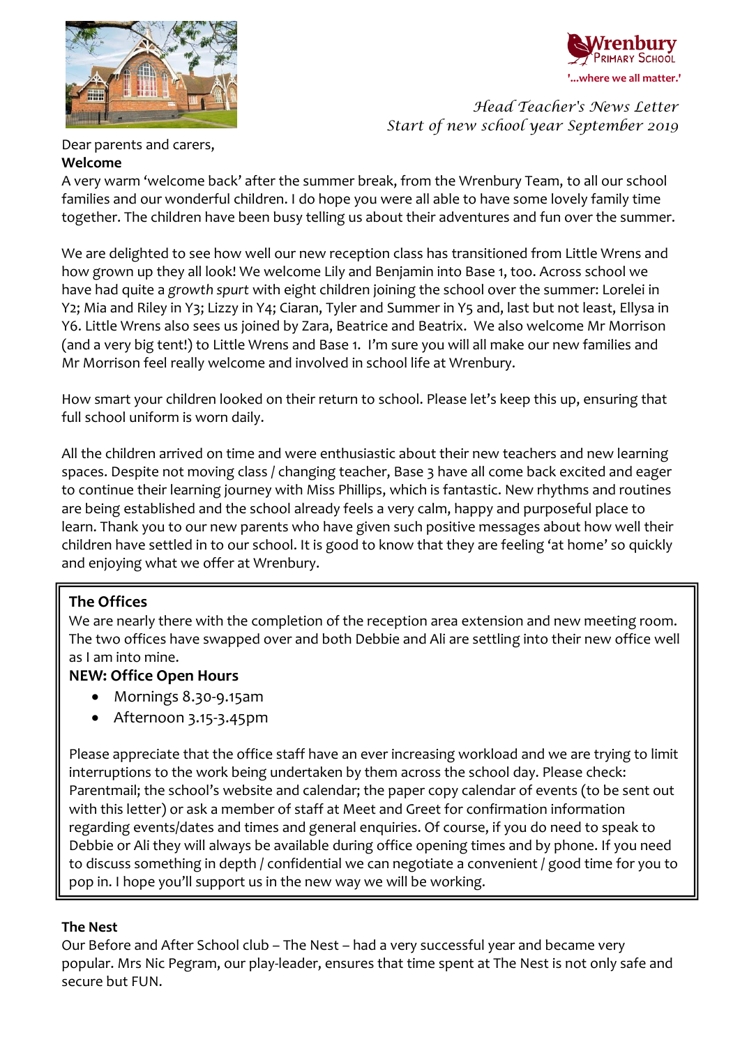Wrenbury Primary School

'...where we all matter.'

*Head Teacher's News Letter*
*Start of new school year September 2019*

Dear parents and carers,

**Welcome**

A very warm 'welcome back' after the summer break, from the Wrenbury Team, to all our school families and our wonderful children. I do hope you were all able to have some lovely family time together. The children have been busy telling us about their adventures and fun over the summer.

We are delighted to see how well our new reception class has transitioned from Little Wrens and how grown up they all look! We welcome Lily and Benjamin into Base 1, too. Across school we have had quite a *growth spurt* with eight children joining the school over the summer: Lorelei in Y2; Mia and Riley in Y3; Lizzy in Y4; Ciaran, Tyler and Summer in Y5 and, last but not least, Ellysa in Y6. Little Wrens also sees us joined by Zara, Beatrice and Beatrix. We also welcome Mr Morrison (and a very big tent!) to Little Wrens and Base 1. I'm sure you will all make our new families and Mr Morrison feel really welcome and involved in school life at Wrenbury.

How smart your children looked on their return to school. Please let's keep this up, ensuring that full school uniform is worn daily.

All the children arrived on time and were enthusiastic about their new teachers and new learning spaces. Despite not moving class / changing teacher, Base 3 have all come back excited and eager to continue their learning journey with Miss Phillips, which is fantastic. New rhythms and routines are being established and the school already feels a very calm, happy and purposeful place to learn. Thank you to our new parents who have given such positive messages about how well their children have settled in to our school. It is good to know that they are feeling 'at home' so quickly and enjoying what we offer at Wrenbury.

**The Offices**

We are nearly there with the completion of the reception area extension and new meeting room. The two offices have swapped over and both Debbie and Ali are settling into their new office well as I am into mine.

**NEW: Office Open Hours**

- Mornings 8.30-9.15am
- Afternoon 3.15-3.45pm

Please appreciate that the office staff have an ever increasing workload and we are trying to limit interruptions to the work being undertaken by them across the school day. Please check: Parentmail; the school's website and calendar; the paper copy calendar of events (to be sent out with this letter) or ask a member of staff at Meet and Greet for confirmation information regarding events/dates and times and general enquiries. Of course, if you do need to speak to Debbie or Ali they will always be available during office opening times and by phone. If you need to discuss something in depth / confidential we can negotiate a convenient / good time for you to pop in. I hope you'll support us in the new way we will be working.

**The Nest**

Our Before and After School club – The Nest – had a very successful year and became very popular. Mrs Nic Pegram, our play-leader, ensures that time spent at The Nest is not only safe and secure but FUN.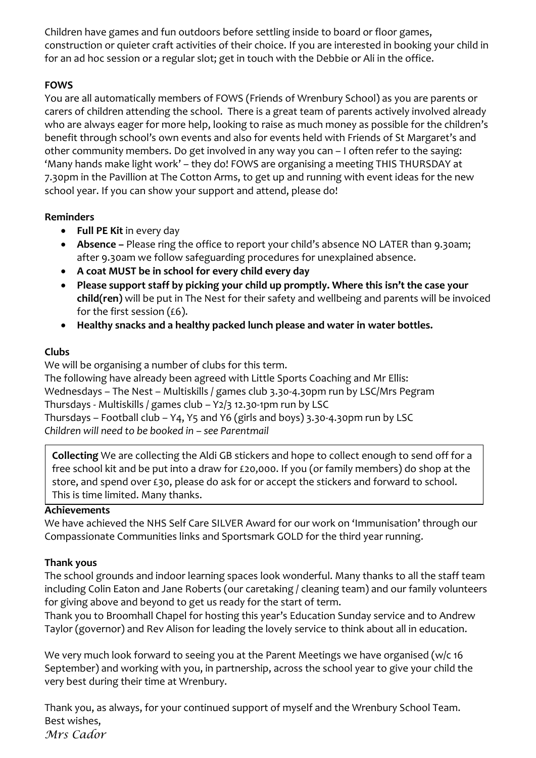Children have games and fun outdoors before settling inside to board or floor games, construction or quieter craft activities of their choice. If you are interested in booking your child in for an ad hoc session or a regular slot; get in touch with the Debbie or Ali in the office.

**FOWS**

You are all automatically members of FOWS (Friends of Wrenbury School) as you are parents or carers of children attending the school. There is a great team of parents actively involved already who are always eager for more help, looking to raise as much money as possible for the children's benefit through school's own events and also for events held with Friends of St Margaret's and other community members. Do get involved in any way you can – I often refer to the saying: 'Many hands make light work' – they do! FOWS are organising a meeting THIS THURSDAY at 7.30pm in the Pavillion at The Cotton Arms, to get up and running with event ideas for the new school year. If you can show your support and attend, please do!

**Reminders**

- **Full PE Kit** in every day
- **Absence –** Please ring the office to report your child's absence NO LATER than 9.30am; after 9.30am we follow safeguarding procedures for unexplained absence.
- **A coat MUST be in school for every child every day**
- **Please support staff by picking your child up promptly. Where this isn't the case your child(ren)** will be put in The Nest for their safety and wellbeing and parents will be invoiced for the first session (£6).
- **Healthy snacks and a healthy packed lunch please and water in water bottles.**

**Clubs**

We will be organising a number of clubs for this term.
The following have already been agreed with Little Sports Coaching and Mr Ellis:
Wednesdays – The Nest – Multiskills / games club 3.30-4.30pm run by LSC/Mrs Pegram
Thursdays - Multiskills / games club – Y2/3 12.30-1pm run by LSC
Thursdays – Football club – Y4, Y5 and Y6 (girls and boys) 3.30-4.30pm run by LSC
*Children will need to be booked in – see Parentmail*

**Collecting** We are collecting the Aldi GB stickers and hope to collect enough to send off for a free school kit and be put into a draw for £20,000. If you (or family members) do shop at the store, and spend over £30, please do ask for or accept the stickers and forward to school. This is time limited. Many thanks.

**Achievements**

We have achieved the NHS Self Care SILVER Award for our work on 'Immunisation' through our Compassionate Communities links and Sportsmark GOLD for the third year running.

**Thank yous**

The school grounds and indoor learning spaces look wonderful. Many thanks to all the staff team including Colin Eaton and Jane Roberts (our caretaking / cleaning team) and our family volunteers for giving above and beyond to get us ready for the start of term.
Thank you to Broomhall Chapel for hosting this year's Education Sunday service and to Andrew Taylor (governor) and Rev Alison for leading the lovely service to think about all in education.

We very much look forward to seeing you at the Parent Meetings we have organised (w/c 16 September) and working with you, in partnership, across the school year to give your child the very best during their time at Wrenbury.

Thank you, as always, for your continued support of myself and the Wrenbury School Team.
Best wishes,
*Mrs Cador*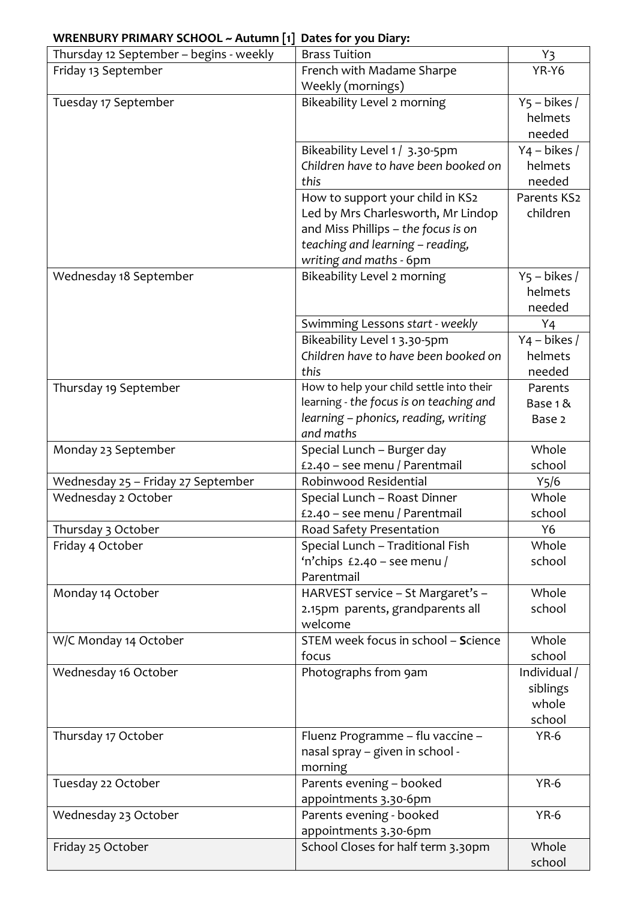**WRENBURY PRIMARY SCHOOL ~ Autumn [1] Dates for you Diary:**

| | | |
|---|---|---|
| Thursday 12 September – begins - weekly | Brass Tuition | Y3 |
| Friday 13 September | French with Madame Sharpe Weekly (mornings) | YR-Y6 |
| Tuesday 17 September | Bikeability Level 2 morning | Y5 – bikes / helmets needed |
| | Bikeability Level 1 / 3.30-5pm *Children have to have been booked on this* | Y4 – bikes / helmets needed |
| | How to support your child in KS2 Led by Mrs Charlesworth, Mr Lindop and Miss Phillips – *the focus is on teaching and learning – reading, writing and maths* - 6pm | Parents KS2 children |
| Wednesday 18 September | Bikeability Level 2 morning | Y5 – bikes / helmets needed |
| | Swimming Lessons *start - weekly* | Y4 |
| | Bikeability Level 1 3.30-5pm *Children have to have been booked on this* | Y4 – bikes / helmets needed |
| Thursday 19 September | How to help your child settle into their learning - *the focus is on teaching and learning – phonics, reading, writing and maths* | Parents Base 1 & Base 2 |
| Monday 23 September | Special Lunch – Burger day £2.40 – see menu / Parentmail | Whole school |
| Wednesday 25 – Friday 27 September | Robinwood Residential | Y5/6 |
| Wednesday 2 October | Special Lunch – Roast Dinner £2.40 – see menu / Parentmail | Whole school |
| Thursday 3 October | Road Safety Presentation | Y6 |
| Friday 4 October | Special Lunch – Traditional Fish 'n'chips £2.40 – see menu / Parentmail | Whole school |
| Monday 14 October | HARVEST service – St Margaret's – 2.15pm parents, grandparents all welcome | Whole school |
| W/C Monday 14 October | STEM week focus in school – **S**cience focus | Whole school |
| Wednesday 16 October | Photographs from 9am | Individual / siblings whole school |
| Thursday 17 October | Fluenz Programme – flu vaccine – nasal spray – given in school - morning | YR-6 |
| Tuesday 22 October | Parents evening – booked appointments 3.30-6pm | YR-6 |
| Wednesday 23 October | Parents evening - booked appointments 3.30-6pm | YR-6 |
| Friday 25 October | School Closes for half term 3.30pm | Whole school |